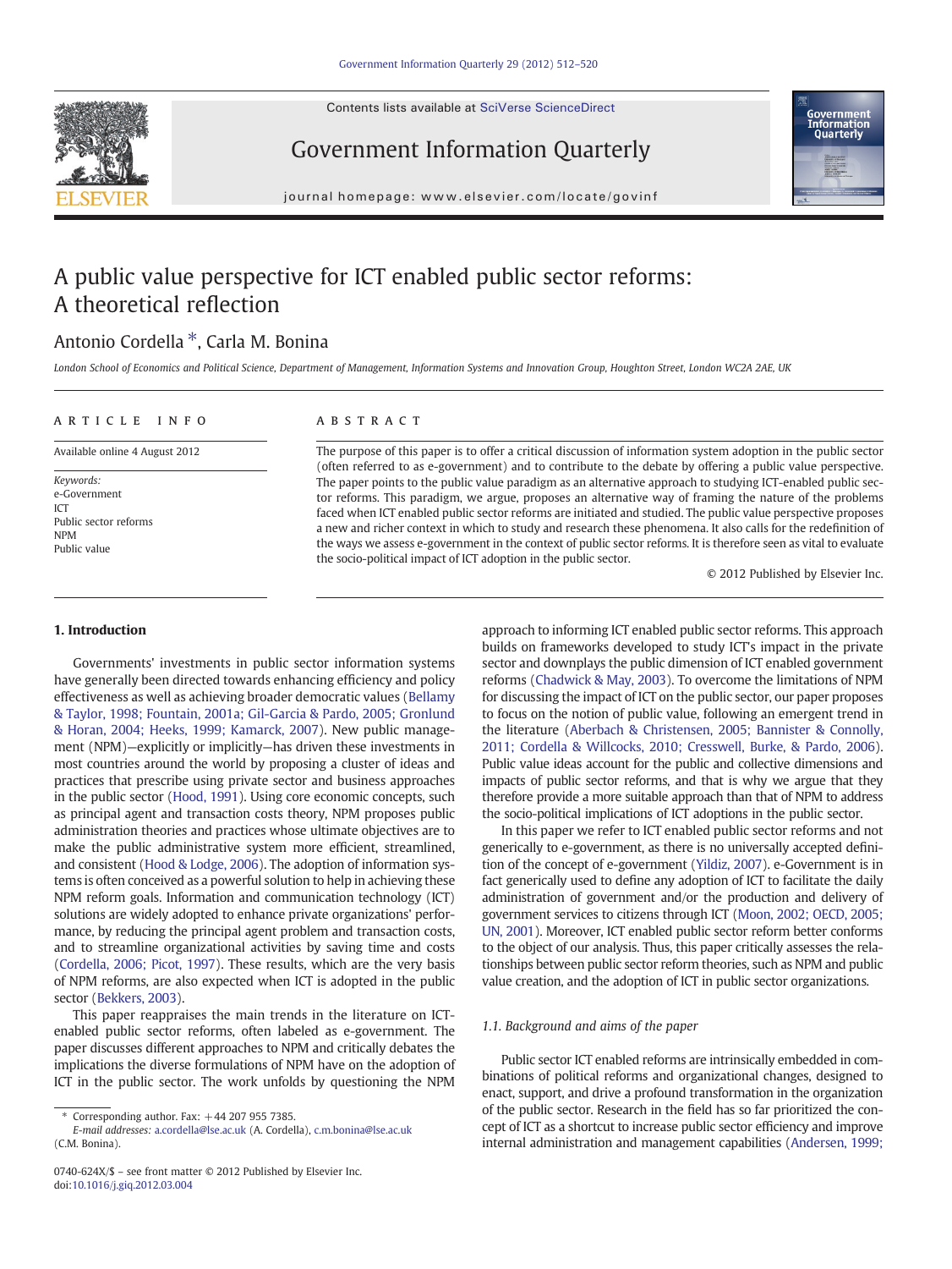# A public value perspective for ICT enabled public sector reforms: A theoretical reflection

Antonio Cordella *, Carla M. Bonina

*London School of Economics and Political Science, Department of Management, Information Systems and Innovation Group, Houghton Street, London WC2A 2AE, UK*

**ARTICLE INFO**

Available online 4 August 2012

*Keywords:*
e-Government
ICT
Public sector reforms
NPM
Public value

**ABSTRACT**

The purpose of this paper is to offer a critical discussion of information system adoption in the public sector (often referred to as e-government) and to contribute to the debate by offering a public value perspective. The paper points to the public value paradigm as an alternative approach to studying ICT-enabled public sector reforms. This paradigm, we argue, proposes an alternative way of framing the nature of the problems faced when ICT enabled public sector reforms are initiated and studied. The public value perspective proposes a new and richer context in which to study and research these phenomena. It also calls for the redefinition of the ways we assess e-government in the context of public sector reforms. It is therefore seen as vital to evaluate the socio-political impact of ICT adoption in the public sector.

© 2012 Published by Elsevier Inc.

## 1. Introduction

Governments' investments in public sector information systems have generally been directed towards enhancing efficiency and policy effectiveness as well as achieving broader democratic values (Bellamy & Taylor, 1998; Fountain, 2001a; Gil-Garcia & Pardo, 2005; Gronlund & Horan, 2004; Heeks, 1999; Kamarck, 2007). New public management (NPM)—explicitly or implicitly—has driven these investments in most countries around the world by proposing a cluster of ideas and practices that prescribe using private sector and business approaches in the public sector (Hood, 1991). Using core economic concepts, such as principal agent and transaction costs theory, NPM proposes public administration theories and practices whose ultimate objectives are to make the public administrative system more efficient, streamlined, and consistent (Hood & Lodge, 2006). The adoption of information systems is often conceived as a powerful solution to help in achieving these NPM reform goals. Information and communication technology (ICT) solutions are widely adopted to enhance private organizations' performance, by reducing the principal agent problem and transaction costs, and to streamline organizational activities by saving time and costs (Cordella, 2006; Picot, 1997). These results, which are the very basis of NPM reforms, are also expected when ICT is adopted in the public sector (Bekkers, 2003).

This paper reappraises the main trends in the literature on ICT-enabled public sector reforms, often labeled as e-government. The paper discusses different approaches to NPM and critically debates the implications the diverse formulations of NPM have on the adoption of ICT in the public sector. The work unfolds by questioning the NPM approach to informing ICT enabled public sector reforms. This approach builds on frameworks developed to study ICT's impact in the private sector and downplays the public dimension of ICT enabled government reforms (Chadwick & May, 2003). To overcome the limitations of NPM for discussing the impact of ICT on the public sector, our paper proposes to focus on the notion of public value, following an emergent trend in the literature (Aberbach & Christensen, 2005; Bannister & Connolly, 2011; Cordella & Willcocks, 2010; Cresswell, Burke, & Pardo, 2006). Public value ideas account for the public and collective dimensions and impacts of public sector reforms, and that is why we argue that they therefore provide a more suitable approach than that of NPM to address the socio-political implications of ICT adoptions in the public sector.

In this paper we refer to ICT enabled public sector reforms and not generically to e-government, as there is no universally accepted definition of the concept of e-government (Yildiz, 2007). e-Government is in fact generically used to define any adoption of ICT to facilitate the daily administration of government and/or the production and delivery of government services to citizens through ICT (Moon, 2002; OECD, 2005; UN, 2001). Moreover, ICT enabled public sector reform better conforms to the object of our analysis. Thus, this paper critically assesses the relationships between public sector reform theories, such as NPM and public value creation, and the adoption of ICT in public sector organizations.

### 1.1. Background and aims of the paper

Public sector ICT enabled reforms are intrinsically embedded in combinations of political reforms and organizational changes, designed to enact, support, and drive a profound transformation in the organization of the public sector. Research in the field has so far prioritized the concept of ICT as a shortcut to increase public sector efficiency and improve internal administration and management capabilities (Andersen, 1999;

---

\* Corresponding author. Fax: +44 207 955 7385.
*E-mail addresses:* a.cordella@lse.ac.uk (A. Cordella), c.m.bonina@lse.ac.uk (C.M. Bonina).

0740-624X/$ – see front matter © 2012 Published by Elsevier Inc.
doi:10.1016/j.giq.2012.03.004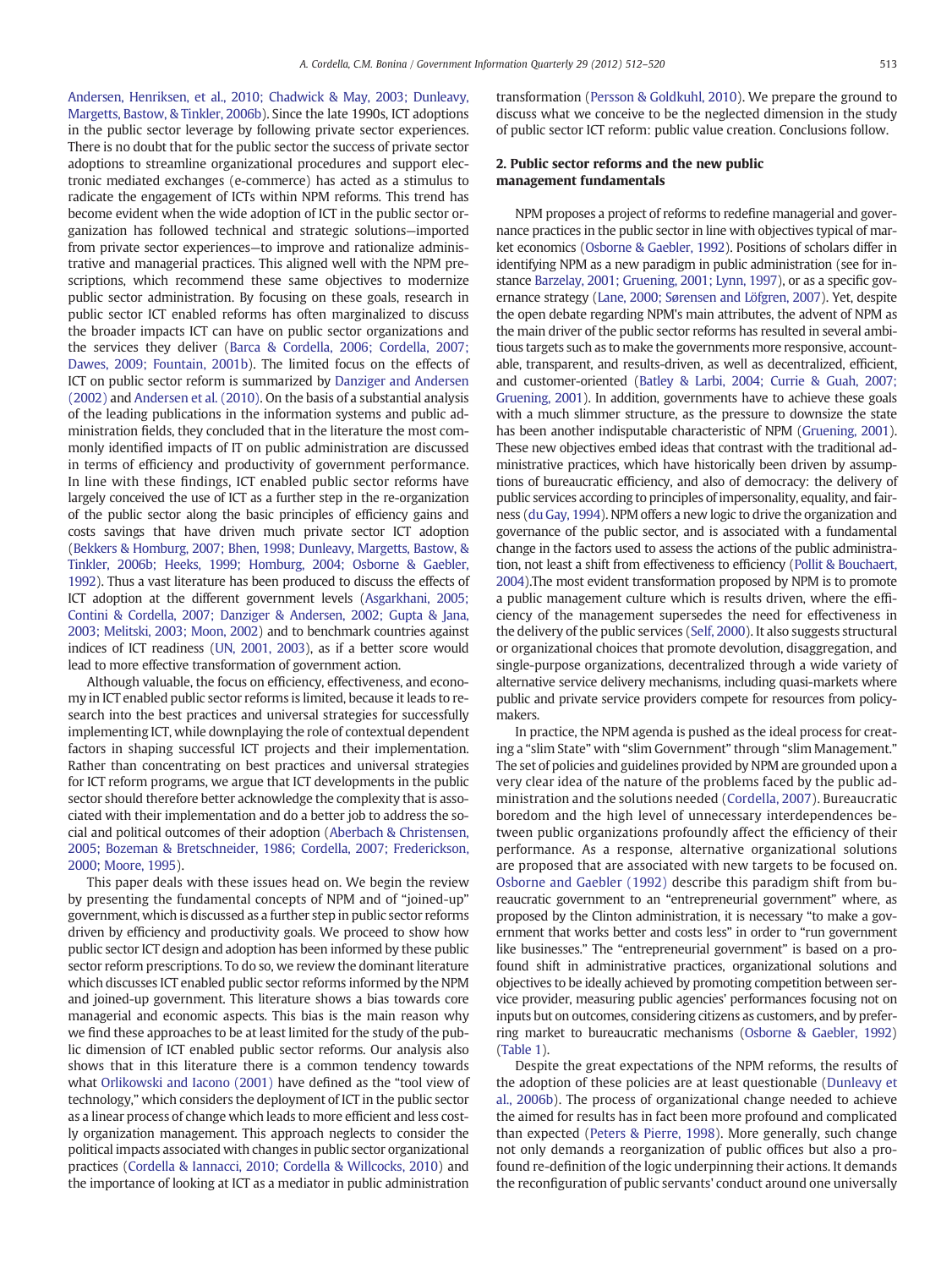Andersen, Henriksen, et al., 2010; Chadwick & May, 2003; Dunleavy, Margetts, Bastow, & Tinkler, 2006b). Since the late 1990s, ICT adoptions in the public sector leverage by following private sector experiences. There is no doubt that for the public sector the success of private sector adoptions to streamline organizational procedures and support electronic mediated exchanges (e-commerce) has acted as a stimulus to radicate the engagement of ICTs within NPM reforms. This trend has become evident when the wide adoption of ICT in the public sector organization has followed technical and strategic solutions—imported from private sector experiences—to improve and rationalize administrative and managerial practices. This aligned well with the NPM prescriptions, which recommend these same objectives to modernize public sector administration. By focusing on these goals, research in public sector ICT enabled reforms has often marginalized to discuss the broader impacts ICT can have on public sector organizations and the services they deliver (Barca & Cordella, 2006; Cordella, 2007; Dawes, 2009; Fountain, 2001b). The limited focus on the effects of ICT on public sector reform is summarized by Danziger and Andersen (2002) and Andersen et al. (2010). On the basis of a substantial analysis of the leading publications in the information systems and public administration fields, they concluded that in the literature the most commonly identified impacts of IT on public administration are discussed in terms of efficiency and productivity of government performance. In line with these findings, ICT enabled public sector reforms have largely conceived the use of ICT as a further step in the re-organization of the public sector along the basic principles of efficiency gains and costs savings that have driven much private sector ICT adoption (Bekkers & Homburg, 2007; Bhen, 1998; Dunleavy, Margetts, Bastow, & Tinkler, 2006b; Heeks, 1999; Homburg, 2004; Osborne & Gaebler, 1992). Thus a vast literature has been produced to discuss the effects of ICT adoption at the different government levels (Asgarkhani, 2005; Contini & Cordella, 2007; Danziger & Andersen, 2002; Gupta & Jana, 2003; Melitski, 2003; Moon, 2002) and to benchmark countries against indices of ICT readiness (UN, 2001, 2003), as if a better score would lead to more effective transformation of government action.

Although valuable, the focus on efficiency, effectiveness, and economy in ICT enabled public sector reforms is limited, because it leads to research into the best practices and universal strategies for successfully implementing ICT, while downplaying the role of contextual dependent factors in shaping successful ICT projects and their implementation. Rather than concentrating on best practices and universal strategies for ICT reform programs, we argue that ICT developments in the public sector should therefore better acknowledge the complexity that is associated with their implementation and do a better job to address the social and political outcomes of their adoption (Aberbach & Christensen, 2005; Bozeman & Bretschneider, 1986; Cordella, 2007; Frederickson, 2000; Moore, 1995).

This paper deals with these issues head on. We begin the review by presenting the fundamental concepts of NPM and of "joined-up" government, which is discussed as a further step in public sector reforms driven by efficiency and productivity goals. We proceed to show how public sector ICT design and adoption has been informed by these public sector reform prescriptions. To do so, we review the dominant literature which discusses ICT enabled public sector reforms informed by the NPM and joined-up government. This literature shows a bias towards core managerial and economic aspects. This bias is the main reason why we find these approaches to be at least limited for the study of the public dimension of ICT enabled public sector reforms. Our analysis also shows that in this literature there is a common tendency towards what Orlikowski and Iacono (2001) have defined as the "tool view of technology," which considers the deployment of ICT in the public sector as a linear process of change which leads to more efficient and less costly organization management. This approach neglects to consider the political impacts associated with changes in public sector organizational practices (Cordella & Iannacci, 2010; Cordella & Willcocks, 2010) and the importance of looking at ICT as a mediator in public administration transformation (Persson & Goldkuhl, 2010). We prepare the ground to discuss what we conceive to be the neglected dimension in the study of public sector ICT reform: public value creation. Conclusions follow.

## 2. Public sector reforms and the new public management fundamentals

NPM proposes a project of reforms to redefine managerial and governance practices in the public sector in line with objectives typical of market economics (Osborne & Gaebler, 1992). Positions of scholars differ in identifying NPM as a new paradigm in public administration (see for instance Barzelay, 2001; Gruening, 2001; Lynn, 1997), or as a specific governance strategy (Lane, 2000; Sørensen and Löfgren, 2007). Yet, despite the open debate regarding NPM's main attributes, the advent of NPM as the main driver of the public sector reforms has resulted in several ambitious targets such as to make the governments more responsive, accountable, transparent, and results-driven, as well as decentralized, efficient, and customer-oriented (Batley & Larbi, 2004; Currie & Guah, 2007; Gruening, 2001). In addition, governments have to achieve these goals with a much slimmer structure, as the pressure to downsize the state has been another indisputable characteristic of NPM (Gruening, 2001). These new objectives embed ideas that contrast with the traditional administrative practices, which have historically been driven by assumptions of bureaucratic efficiency, and also of democracy: the delivery of public services according to principles of impersonality, equality, and fairness (du Gay, 1994). NPM offers a new logic to drive the organization and governance of the public sector, and is associated with a fundamental change in the factors used to assess the actions of the public administration, not least a shift from effectiveness to efficiency (Pollit & Bouchaert, 2004).The most evident transformation proposed by NPM is to promote a public management culture which is results driven, where the efficiency of the management supersedes the need for effectiveness in the delivery of the public services (Self, 2000). It also suggests structural or organizational choices that promote devolution, disaggregation, and single-purpose organizations, decentralized through a wide variety of alternative service delivery mechanisms, including quasi-markets where public and private service providers compete for resources from policymakers.

In practice, the NPM agenda is pushed as the ideal process for creating a "slim State" with "slim Government" through "slim Management." The set of policies and guidelines provided by NPM are grounded upon a very clear idea of the nature of the problems faced by the public administration and the solutions needed (Cordella, 2007). Bureaucratic boredom and the high level of unnecessary interdependences between public organizations profoundly affect the efficiency of their performance. As a response, alternative organizational solutions are proposed that are associated with new targets to be focused on. Osborne and Gaebler (1992) describe this paradigm shift from bureaucratic government to an "entrepreneurial government" where, as proposed by the Clinton administration, it is necessary "to make a government that works better and costs less" in order to "run government like businesses." The "entrepreneurial government" is based on a profound shift in administrative practices, organizational solutions and objectives to be ideally achieved by promoting competition between service provider, measuring public agencies' performances focusing not on inputs but on outcomes, considering citizens as customers, and by preferring market to bureaucratic mechanisms (Osborne & Gaebler, 1992) (Table 1).

Despite the great expectations of the NPM reforms, the results of the adoption of these policies are at least questionable (Dunleavy et al., 2006b). The process of organizational change needed to achieve the aimed for results has in fact been more profound and complicated than expected (Peters & Pierre, 1998). More generally, such change not only demands a reorganization of public offices but also a profound re-definition of the logic underpinning their actions. It demands the reconfiguration of public servants' conduct around one universally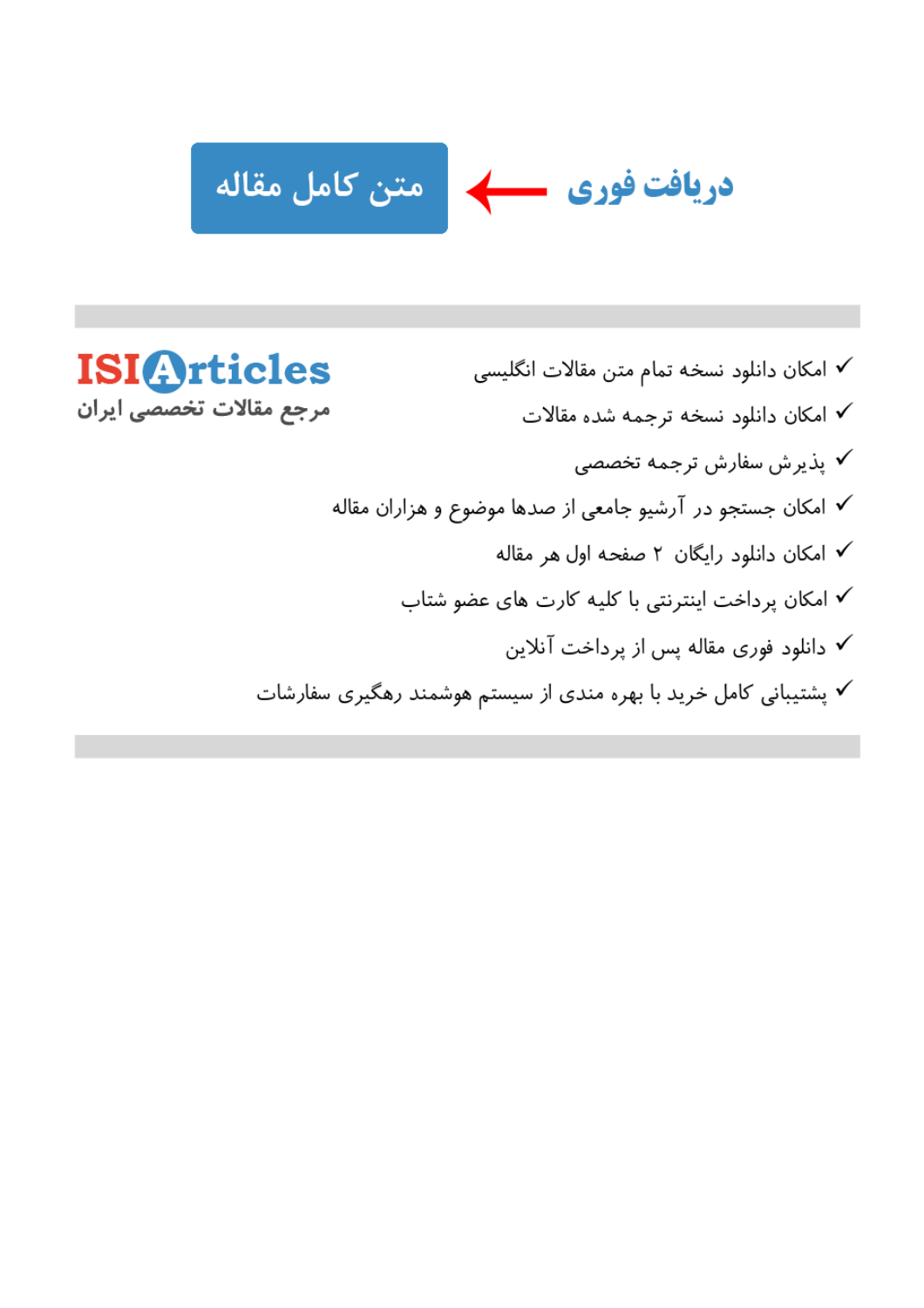دریافت فوری ← متن کامل مقاله

**ISIArticles**
مرجع مقالات تخصصی ایران

- ✓ امکان دانلود نسخه تمام متن مقالات انگلیسی
- ✓ امکان دانلود نسخه ترجمه شده مقالات
- ✓ پذیرش سفارش ترجمه تخصصی
- ✓ امکان جستجو در آرشیو جامعی از صدها موضوع و هزاران مقاله
- ✓ امکان دانلود رایگان ۲ صفحه اول هر مقاله
- ✓ امکان پرداخت اینترنتی با کلیه کارت های عضو شتاب
- ✓ دانلود فوری مقاله پس از پرداخت آنلاین
- ✓ پشتیبانی کامل خرید با بهره مندی از سیستم هوشمند رهگیری سفارشات